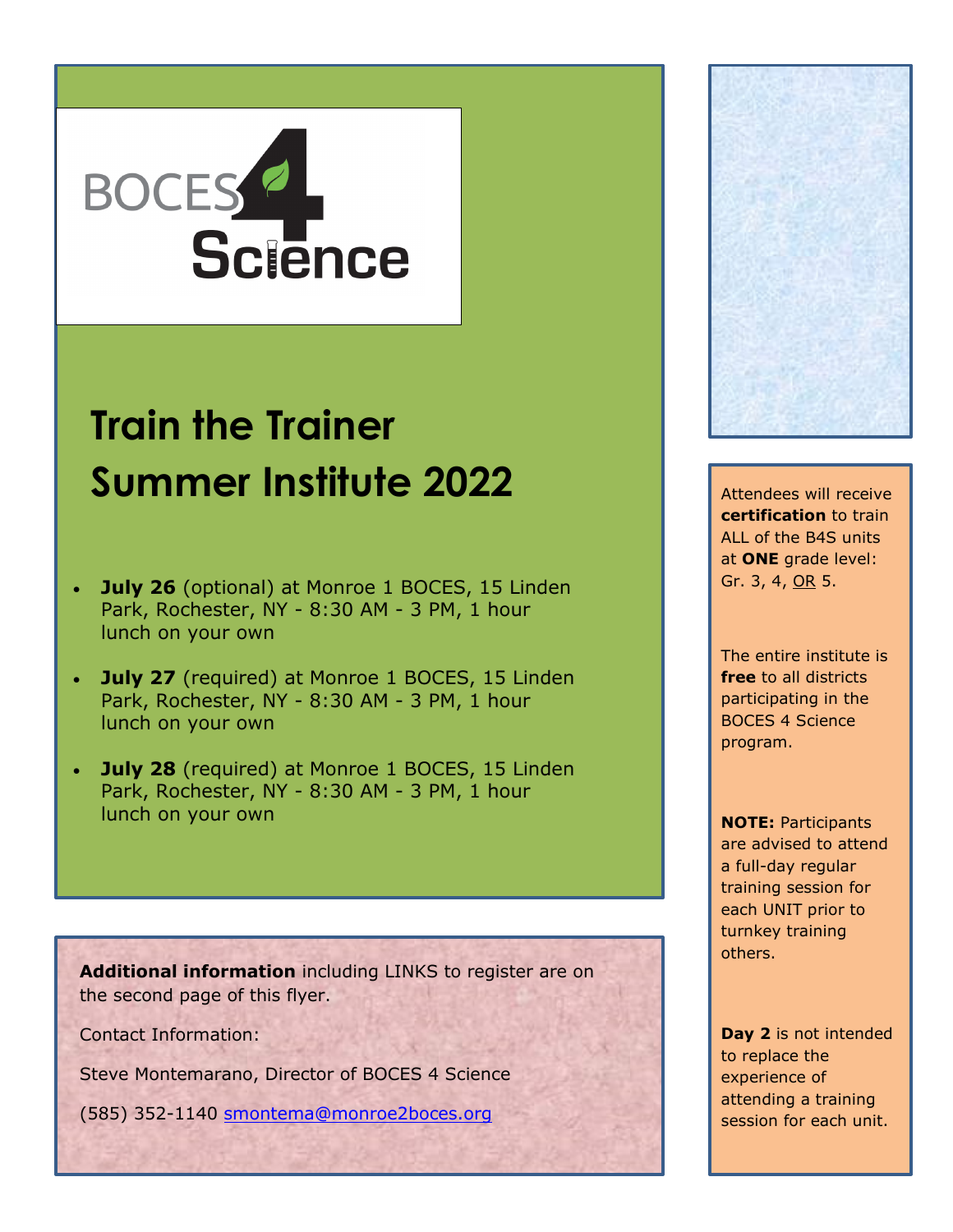BOCES 4 Science

# Train the Trainer Summer Institute 2022

- **July 26** (optional) at Monroe 1 BOCES, 15 Linden Park, Rochester, NY - 8:30 AM - 3 PM, 1 hour lunch on your own
- **July 27** (required) at Monroe 1 BOCES, 15 Linden Park, Rochester, NY - 8:30 AM - 3 PM, 1 hour lunch on your own
- **July 28** (required) at Monroe 1 BOCES, 15 Linden Park, Rochester, NY - 8:30 AM - 3 PM, 1 hour lunch on your own

**Additional information** including LINKS to register are on the second page of this flyer.

Contact Information:

Steve Montemarano, Director of BOCES 4 Science

(585) 352-1140 [smontema@monroe2boces.org](mailto:smontema@monroe2boces.org)

Attendees will receive **certification** to train ALL of the B4S units at **ONE** grade level: Gr. 3, 4, OR 5.

The entire institute is **free** to all districts participating in the BOCES 4 Science program.

**NOTE:** Participants are advised to attend a full-day regular training session for each UNIT prior to turnkey training others.

**Day 2** is not intended to replace the experience of attending a training session for each unit.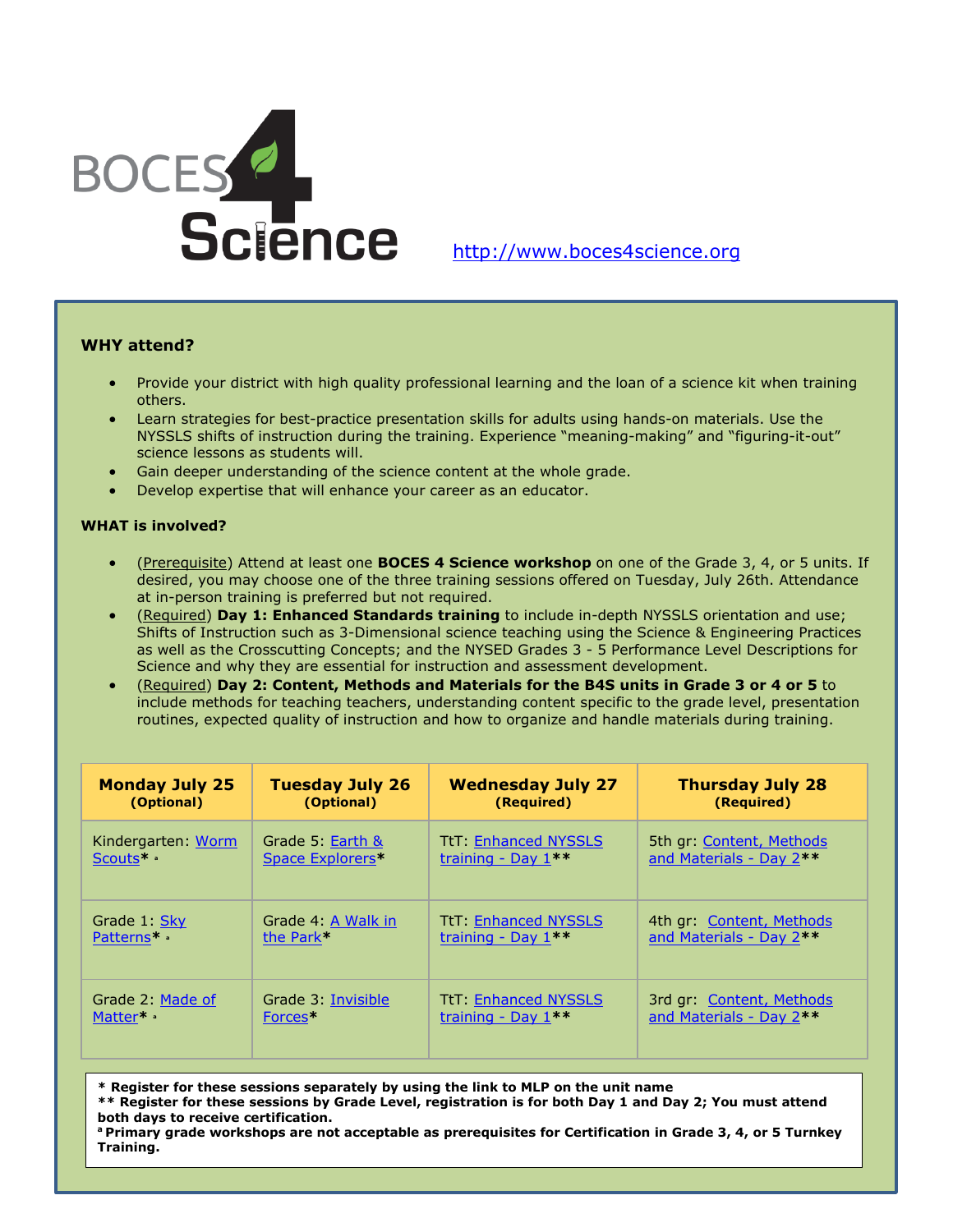BOCES 4 Science

http://www.boces4science.org

**WHY attend?**

- Provide your district with high quality professional learning and the loan of a science kit when training others.
- Learn strategies for best-practice presentation skills for adults using hands-on materials. Use the NYSSLS shifts of instruction during the training. Experience "meaning-making" and "figuring-it-out" science lessons as students will.
- Gain deeper understanding of the science content at the whole grade.
- Develop expertise that will enhance your career as an educator.

**WHAT is involved?**

- (Prerequisite) Attend at least one **BOCES 4 Science workshop** on one of the Grade 3, 4, or 5 units. If desired, you may choose one of the three training sessions offered on Tuesday, July 26th. Attendance at in-person training is preferred but not required.
- (Required) **Day 1: Enhanced Standards training** to include in-depth NYSSLS orientation and use; Shifts of Instruction such as 3-Dimensional science teaching using the Science & Engineering Practices as well as the Crosscutting Concepts; and the NYSED Grades 3 - 5 Performance Level Descriptions for Science and why they are essential for instruction and assessment development.
- (Required) **Day 2: Content, Methods and Materials for the B4S units in Grade 3 or 4 or 5** to include methods for teaching teachers, understanding content specific to the grade level, presentation routines, expected quality of instruction and how to organize and handle materials during training.

| Monday July 25 (Optional) | Tuesday July 26 (Optional) | Wednesday July 27 (Required) | Thursday July 28 (Required) |
| --- | --- | --- | --- |
| Kindergarten: Worm Scouts* [a] | Grade 5: Earth & Space Explorers* | TtT: Enhanced NYSSLS training - Day 1** | 5th gr: Content, Methods and Materials - Day 2** |
| Grade 1: Sky Patterns* [a] | Grade 4: A Walk in the Park* | TtT: Enhanced NYSSLS training - Day 1** | 4th gr: Content, Methods and Materials - Day 2** |
| Grade 2: Made of Matter* [a] | Grade 3: Invisible Forces* | TtT: Enhanced NYSSLS training - Day 1** | 3rd gr: Content, Methods and Materials - Day 2** |

**\* Register for these sessions separately by using the link to MLP on the unit name**
**\*\* Register for these sessions by Grade Level, registration is for both Day 1 and Day 2; You must attend both days to receive certification.**
**[a] Primary grade workshops are not acceptable as prerequisites for Certification in Grade 3, 4, or 5 Turnkey Training.**